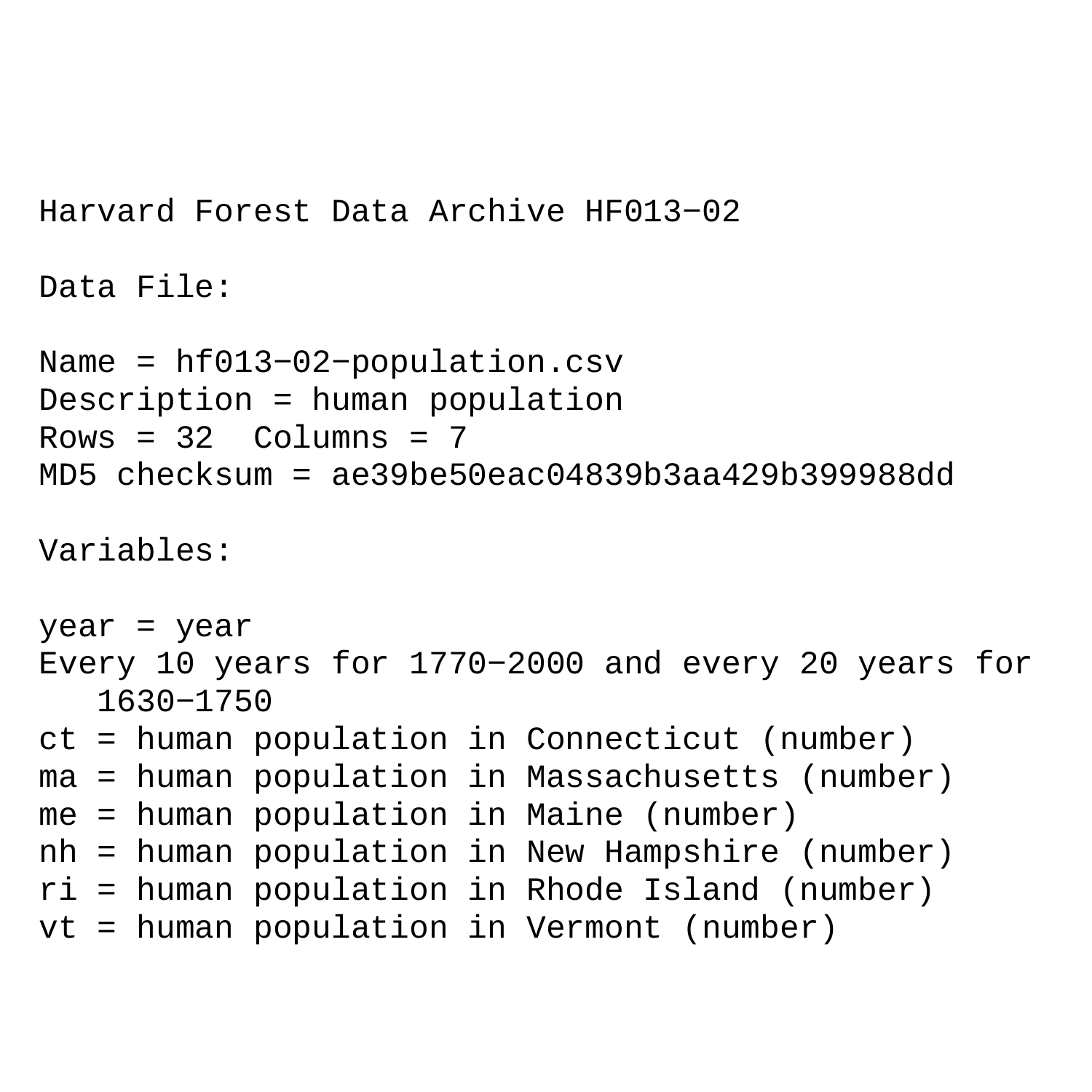Harvard Forest Data Archive HF013−02

Data File:

Name = hf013−02−population.csv
Description = human population
Rows = 32  Columns = 7
MD5 checksum = ae39be50eac04839b3aa429b399988dd

Variables:

year = year
Every 10 years for 1770−2000 and every 20 years for 1630−1750
ct = human population in Connecticut (number)
ma = human population in Massachusetts (number)
me = human population in Maine (number)
nh = human population in New Hampshire (number)
ri = human population in Rhode Island (number)
vt = human population in Vermont (number)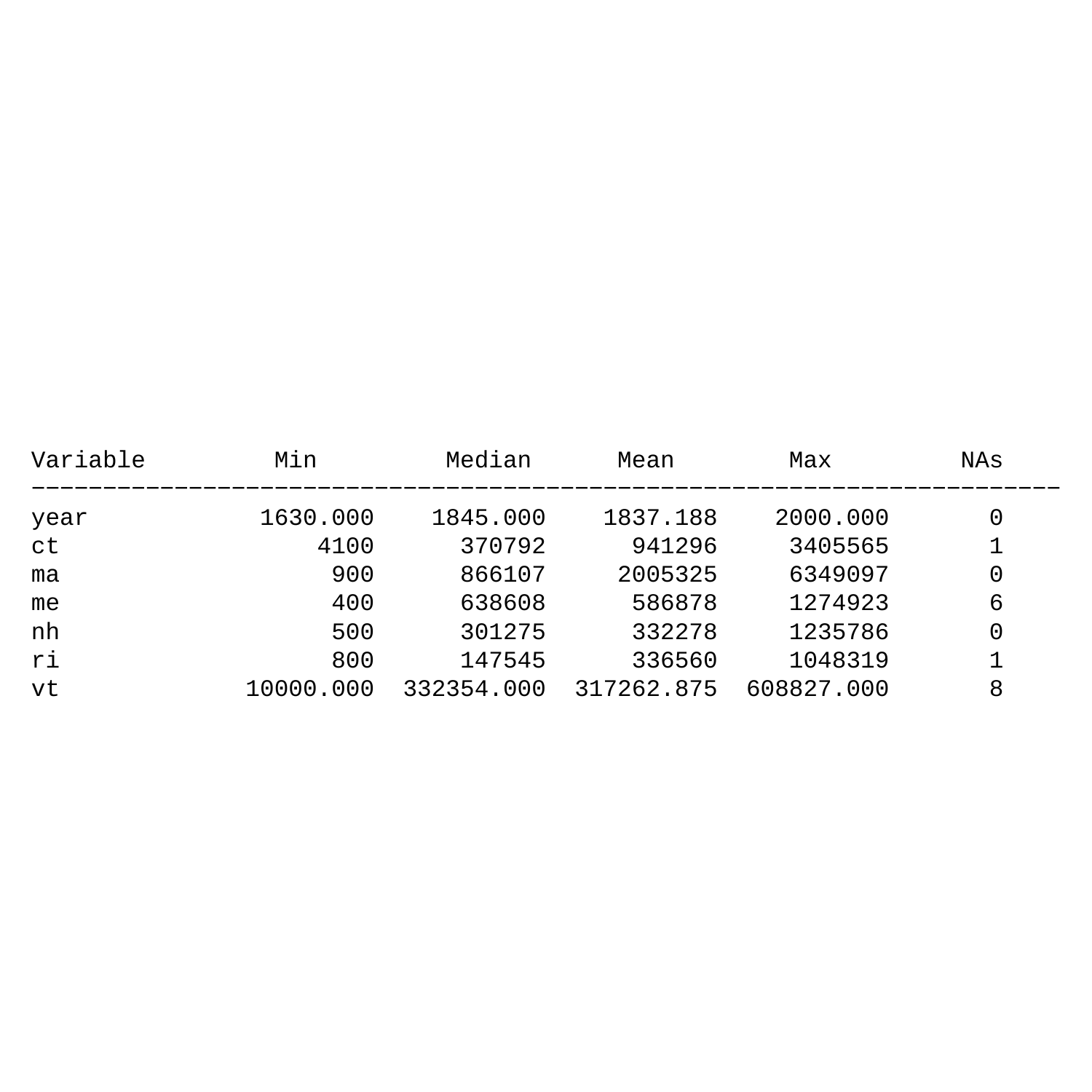| Variable | Min | Median | Mean | Max | NAs |
|---|---|---|---|---|---|
| year | 1630.000 | 1845.000 | 1837.188 | 2000.000 | 0 |
| ct | 4100 | 370792 | 941296 | 3405565 | 1 |
| ma | 900 | 866107 | 2005325 | 6349097 | 0 |
| me | 400 | 638608 | 586878 | 1274923 | 6 |
| nh | 500 | 301275 | 332278 | 1235786 | 0 |
| ri | 800 | 147545 | 336560 | 1048319 | 1 |
| vt | 10000.000 | 332354.000 | 317262.875 | 608827.000 | 8 |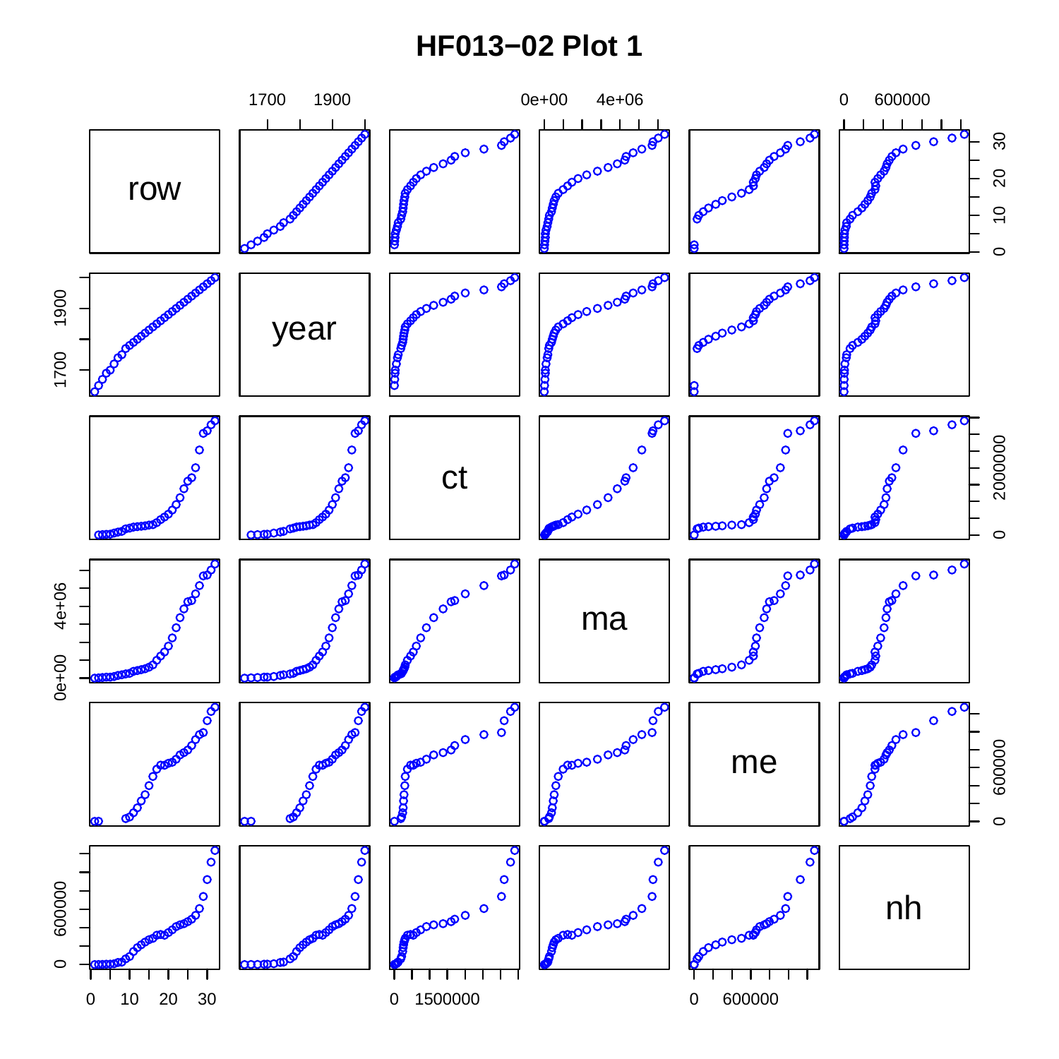# HF013−02 Plot 1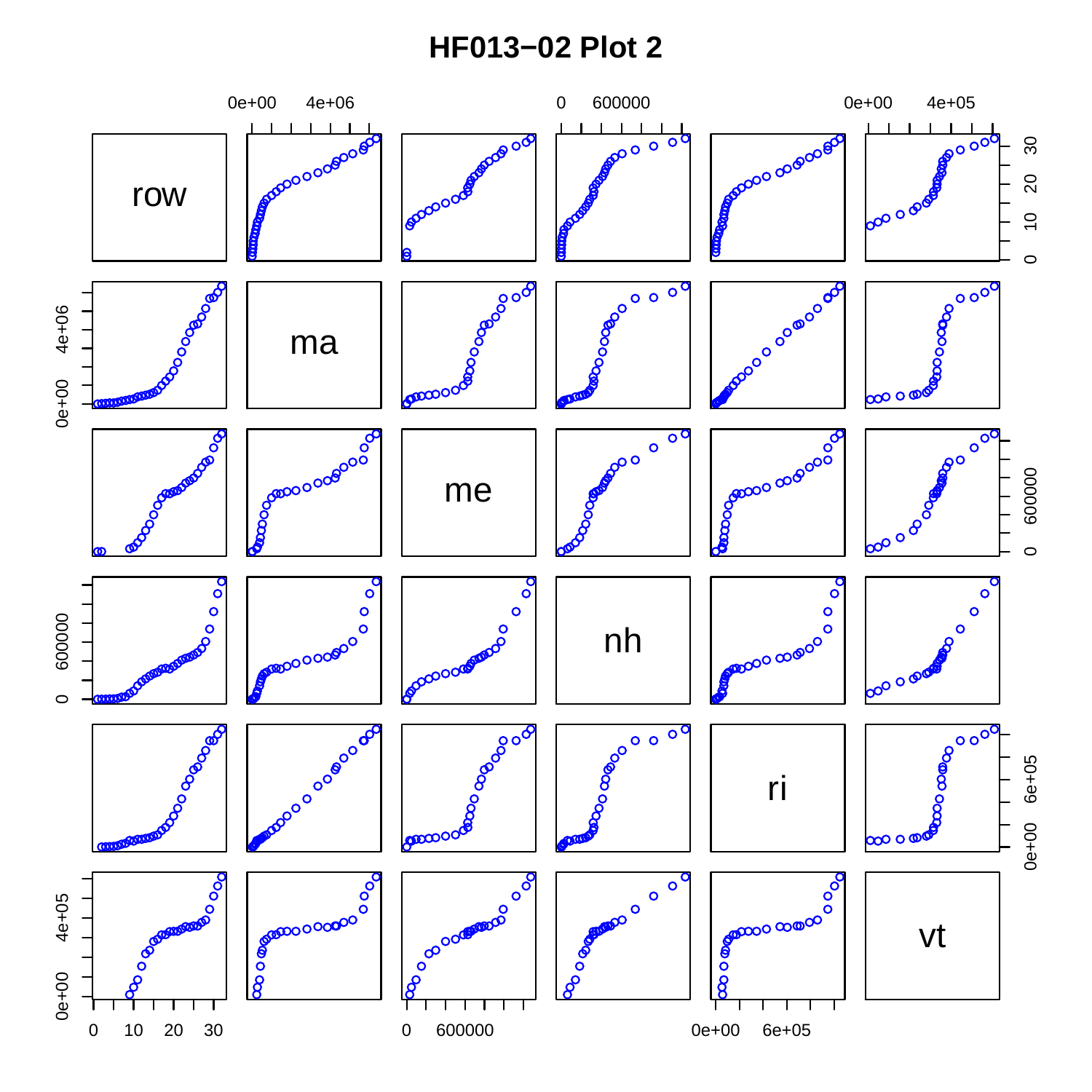# HF013−02 Plot 2

row

ma

me

nh

ri

vt

0e+00

4e+06

0

600000

0e+00

4e+05

30

20

10

0

4e+06

0e+00

600000

0

600000

0

6e+05

0e+00

4e+05

0e+00

0

10

20

30

0

600000

0e+00

6e+05